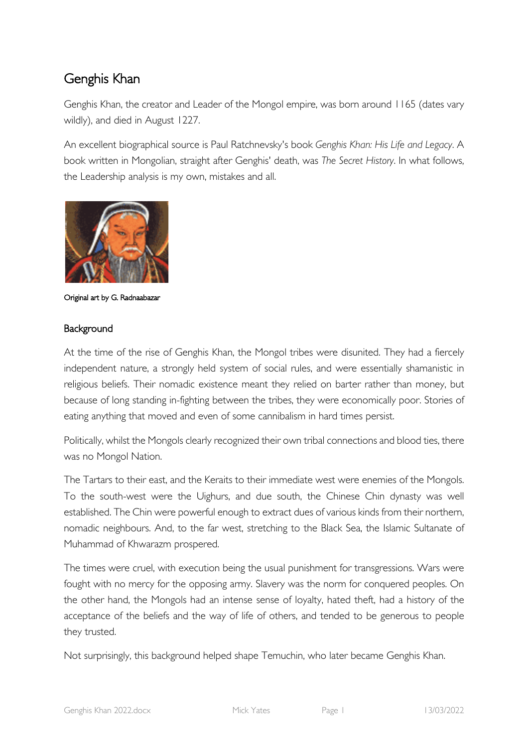# Genghis Khan

Genghis Khan, the creator and Leader of the Mongol empire, was born around 1165 (dates vary wildly), and died in August 1227.

An excellent biographical source is Paul Ratchnevsky's book *Genghis Khan: His Life and Legacy*. A book written in Mongolian, straight after Genghis' death, was *The Secret History*. In what follows, the Leadership analysis is my own, mistakes and all.

Original art by G. Radnaabazar

## Background

At the time of the rise of Genghis Khan, the Mongol tribes were disunited. They had a fiercely independent nature, a strongly held system of social rules, and were essentially shamanistic in religious beliefs. Their nomadic existence meant they relied on barter rather than money, but because of long standing in-fighting between the tribes, they were economically poor. Stories of eating anything that moved and even of some cannibalism in hard times persist.

Politically, whilst the Mongols clearly recognized their own tribal connections and blood ties, there was no Mongol Nation.

The Tartars to their east, and the Keraits to their immediate west were enemies of the Mongols. To the south-west were the Uighurs, and due south, the Chinese Chin dynasty was well established. The Chin were powerful enough to extract dues of various kinds from their northern, nomadic neighbours. And, to the far west, stretching to the Black Sea, the Islamic Sultanate of Muhammad of Khwarazm prospered.

The times were cruel, with execution being the usual punishment for transgressions. Wars were fought with no mercy for the opposing army. Slavery was the norm for conquered peoples. On the other hand, the Mongols had an intense sense of loyalty, hated theft, had a history of the acceptance of the beliefs and the way of life of others, and tended to be generous to people they trusted.

Not surprisingly, this background helped shape Temuchin, who later became Genghis Khan.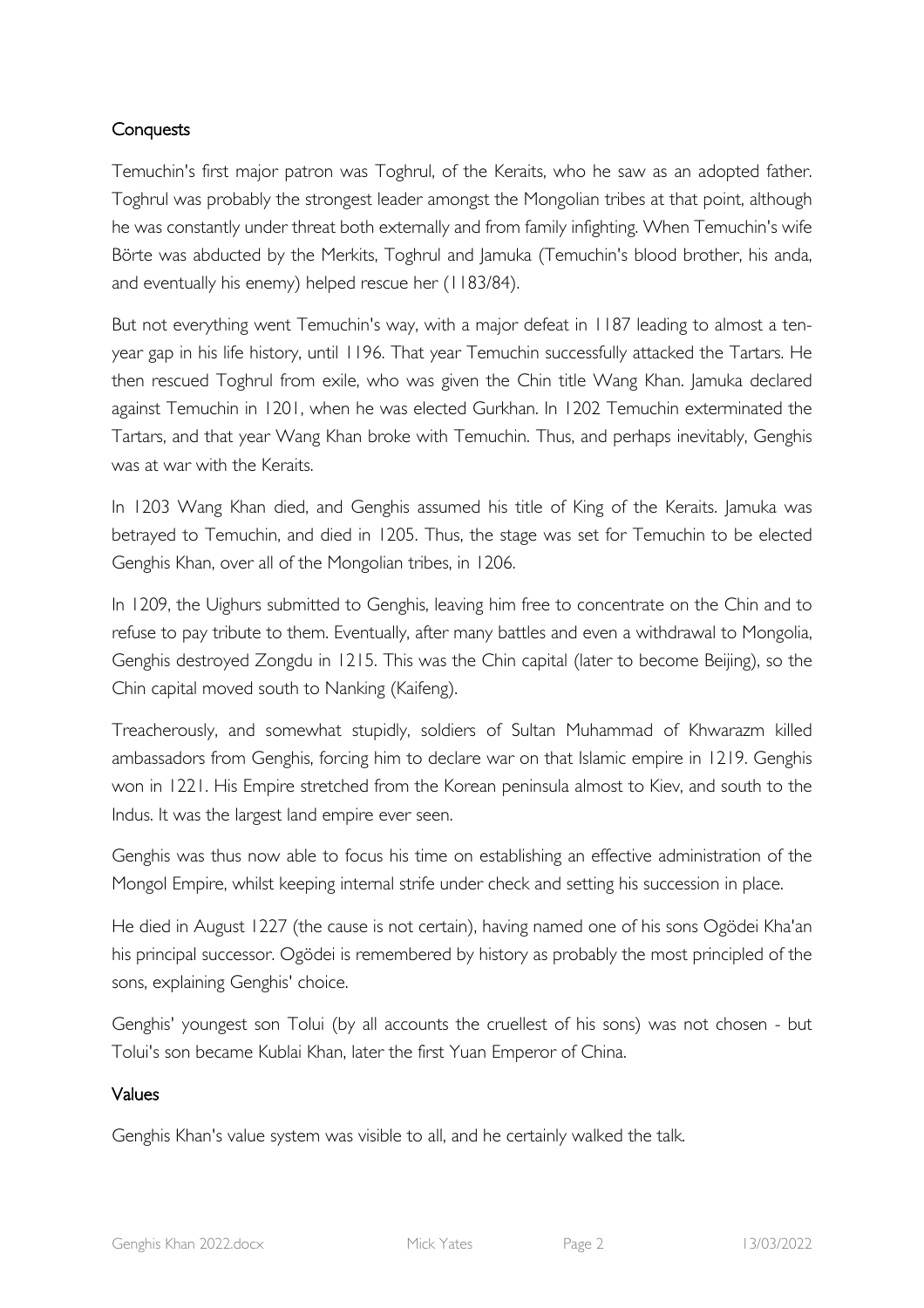## Conquests

Temuchin's first major patron was Toghrul, of the Keraits, who he saw as an adopted father. Toghrul was probably the strongest leader amongst the Mongolian tribes at that point, although he was constantly under threat both externally and from family infighting. When Temuchin's wife Börte was abducted by the Merkits, Toghrul and Jamuka (Temuchin's blood brother, his anda, and eventually his enemy) helped rescue her (1183/84).

But not everything went Temuchin's way, with a major defeat in 1187 leading to almost a ten-year gap in his life history, until 1196. That year Temuchin successfully attacked the Tartars. He then rescued Toghrul from exile, who was given the Chin title Wang Khan. Jamuka declared against Temuchin in 1201, when he was elected Gurkhan. In 1202 Temuchin exterminated the Tartars, and that year Wang Khan broke with Temuchin. Thus, and perhaps inevitably, Genghis was at war with the Keraits.

In 1203 Wang Khan died, and Genghis assumed his title of King of the Keraits. Jamuka was betrayed to Temuchin, and died in 1205. Thus, the stage was set for Temuchin to be elected Genghis Khan, over all of the Mongolian tribes, in 1206.

In 1209, the Uighurs submitted to Genghis, leaving him free to concentrate on the Chin and to refuse to pay tribute to them. Eventually, after many battles and even a withdrawal to Mongolia, Genghis destroyed Zongdu in 1215. This was the Chin capital (later to become Beijing), so the Chin capital moved south to Nanking (Kaifeng).

Treacherously, and somewhat stupidly, soldiers of Sultan Muhammad of Khwarazm killed ambassadors from Genghis, forcing him to declare war on that Islamic empire in 1219. Genghis won in 1221. His Empire stretched from the Korean peninsula almost to Kiev, and south to the Indus. It was the largest land empire ever seen.

Genghis was thus now able to focus his time on establishing an effective administration of the Mongol Empire, whilst keeping internal strife under check and setting his succession in place.

He died in August 1227 (the cause is not certain), having named one of his sons Ogödei Kha'an his principal successor. Ogödei is remembered by history as probably the most principled of the sons, explaining Genghis' choice.

Genghis' youngest son Tolui (by all accounts the cruellest of his sons) was not chosen - but Tolui's son became Kublai Khan, later the first Yuan Emperor of China.

## Values

Genghis Khan's value system was visible to all, and he certainly walked the talk.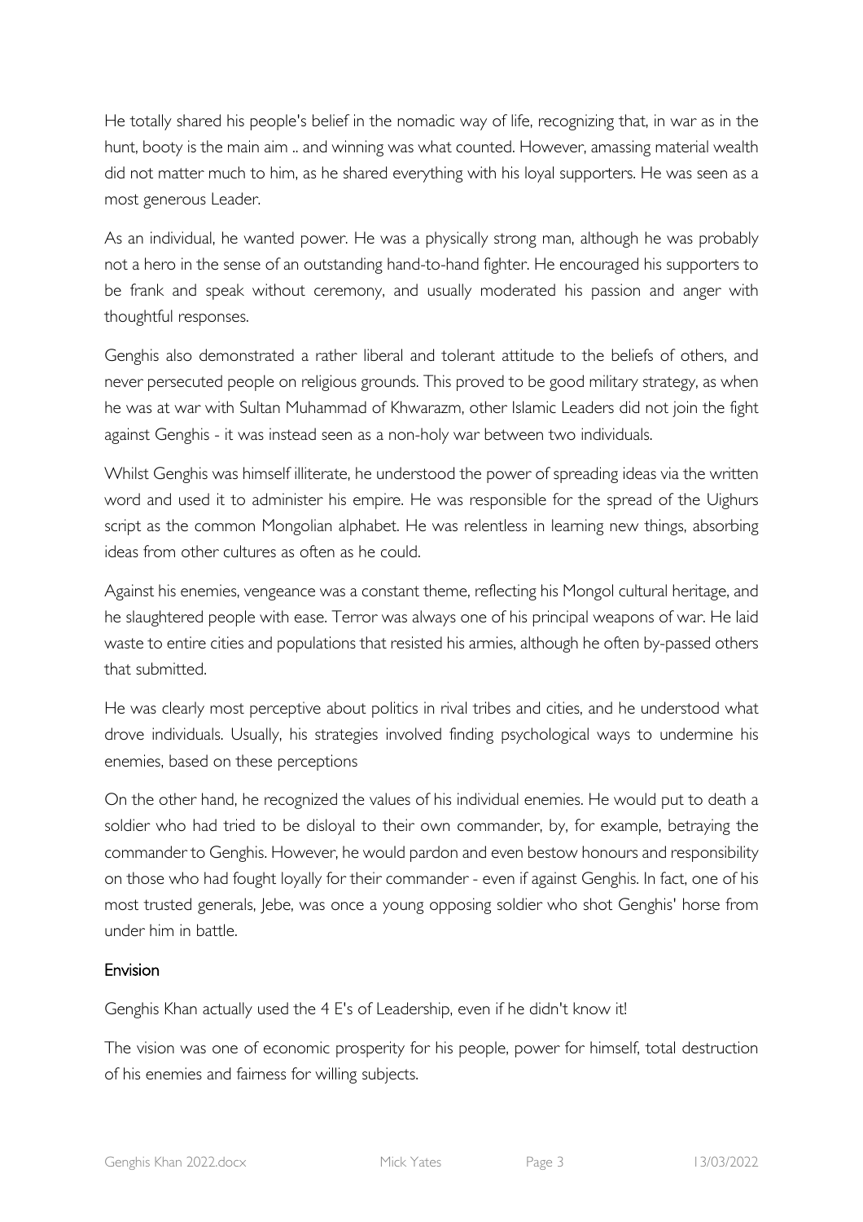He totally shared his people's belief in the nomadic way of life, recognizing that, in war as in the hunt, booty is the main aim .. and winning was what counted. However, amassing material wealth did not matter much to him, as he shared everything with his loyal supporters. He was seen as a most generous Leader.

As an individual, he wanted power. He was a physically strong man, although he was probably not a hero in the sense of an outstanding hand-to-hand fighter. He encouraged his supporters to be frank and speak without ceremony, and usually moderated his passion and anger with thoughtful responses.

Genghis also demonstrated a rather liberal and tolerant attitude to the beliefs of others, and never persecuted people on religious grounds. This proved to be good military strategy, as when he was at war with Sultan Muhammad of Khwarazm, other Islamic Leaders did not join the fight against Genghis - it was instead seen as a non-holy war between two individuals.

Whilst Genghis was himself illiterate, he understood the power of spreading ideas via the written word and used it to administer his empire. He was responsible for the spread of the Uighurs script as the common Mongolian alphabet. He was relentless in learning new things, absorbing ideas from other cultures as often as he could.

Against his enemies, vengeance was a constant theme, reflecting his Mongol cultural heritage, and he slaughtered people with ease. Terror was always one of his principal weapons of war. He laid waste to entire cities and populations that resisted his armies, although he often by-passed others that submitted.

He was clearly most perceptive about politics in rival tribes and cities, and he understood what drove individuals. Usually, his strategies involved finding psychological ways to undermine his enemies, based on these perceptions

On the other hand, he recognized the values of his individual enemies. He would put to death a soldier who had tried to be disloyal to their own commander, by, for example, betraying the commander to Genghis. However, he would pardon and even bestow honours and responsibility on those who had fought loyally for their commander - even if against Genghis. In fact, one of his most trusted generals, Jebe, was once a young opposing soldier who shot Genghis' horse from under him in battle.

### Envision

Genghis Khan actually used the 4 E's of Leadership, even if he didn't know it!

The vision was one of economic prosperity for his people, power for himself, total destruction of his enemies and fairness for willing subjects.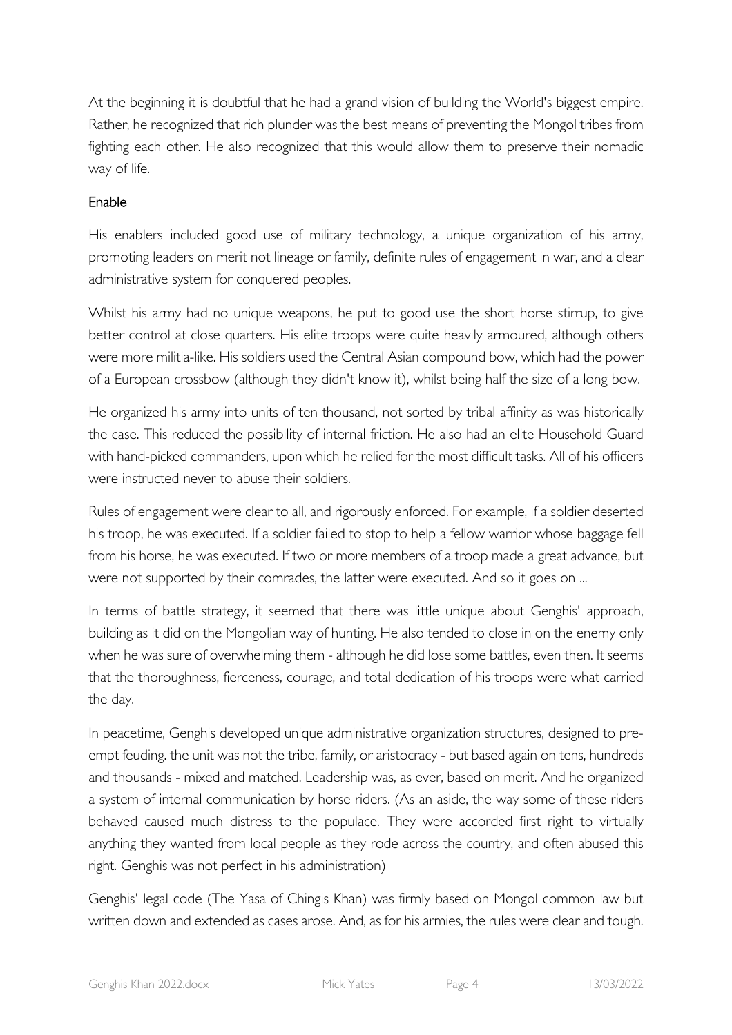At the beginning it is doubtful that he had a grand vision of building the World's biggest empire. Rather, he recognized that rich plunder was the best means of preventing the Mongol tribes from fighting each other. He also recognized that this would allow them to preserve their nomadic way of life.

### Enable

His enablers included good use of military technology, a unique organization of his army, promoting leaders on merit not lineage or family, definite rules of engagement in war, and a clear administrative system for conquered peoples.

Whilst his army had no unique weapons, he put to good use the short horse stirrup, to give better control at close quarters. His elite troops were quite heavily armoured, although others were more militia-like. His soldiers used the Central Asian compound bow, which had the power of a European crossbow (although they didn't know it), whilst being half the size of a long bow.

He organized his army into units of ten thousand, not sorted by tribal affinity as was historically the case. This reduced the possibility of internal friction. He also had an elite Household Guard with hand-picked commanders, upon which he relied for the most difficult tasks. All of his officers were instructed never to abuse their soldiers.

Rules of engagement were clear to all, and rigorously enforced. For example, if a soldier deserted his troop, he was executed. If a soldier failed to stop to help a fellow warrior whose baggage fell from his horse, he was executed. If two or more members of a troop made a great advance, but were not supported by their comrades, the latter were executed. And so it goes on ...

In terms of battle strategy, it seemed that there was little unique about Genghis' approach, building as it did on the Mongolian way of hunting. He also tended to close in on the enemy only when he was sure of overwhelming them - although he did lose some battles, even then. It seems that the thoroughness, fierceness, courage, and total dedication of his troops were what carried the day.

In peacetime, Genghis developed unique administrative organization structures, designed to pre-empt feuding. the unit was not the tribe, family, or aristocracy - but based again on tens, hundreds and thousands - mixed and matched. Leadership was, as ever, based on merit. And he organized a system of internal communication by horse riders. (As an aside, the way some of these riders behaved caused much distress to the populace. They were accorded first right to virtually anything they wanted from local people as they rode across the country, and often abused this right. Genghis was not perfect in his administration)

Genghis' legal code (The Yasa of Chingis Khan) was firmly based on Mongol common law but written down and extended as cases arose. And, as for his armies, the rules were clear and tough.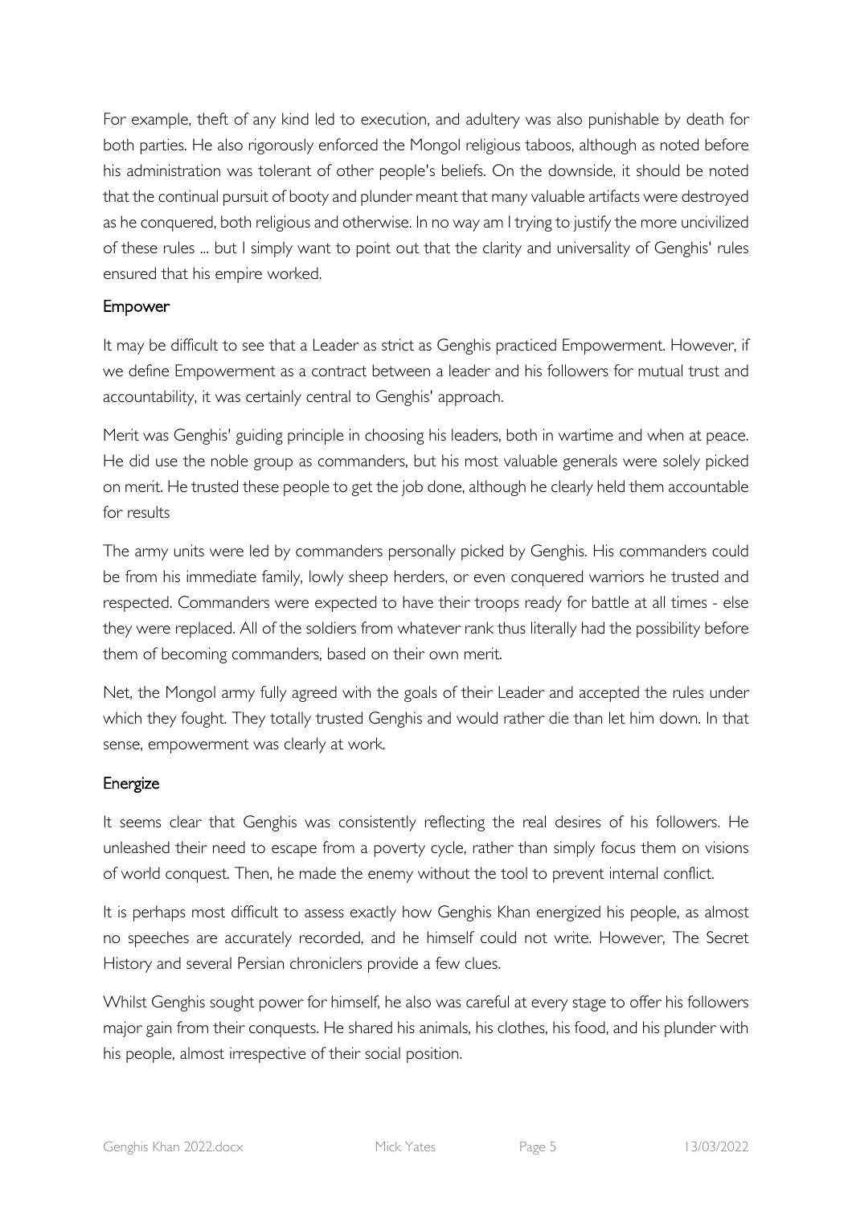For example, theft of any kind led to execution, and adultery was also punishable by death for both parties. He also rigorously enforced the Mongol religious taboos, although as noted before his administration was tolerant of other people's beliefs. On the downside, it should be noted that the continual pursuit of booty and plunder meant that many valuable artifacts were destroyed as he conquered, both religious and otherwise. In no way am I trying to justify the more uncivilized of these rules ... but I simply want to point out that the clarity and universality of Genghis' rules ensured that his empire worked.

### Empower

It may be difficult to see that a Leader as strict as Genghis practiced Empowerment. However, if we define Empowerment as a contract between a leader and his followers for mutual trust and accountability, it was certainly central to Genghis' approach.

Merit was Genghis' guiding principle in choosing his leaders, both in wartime and when at peace. He did use the noble group as commanders, but his most valuable generals were solely picked on merit. He trusted these people to get the job done, although he clearly held them accountable for results

The army units were led by commanders personally picked by Genghis. His commanders could be from his immediate family, lowly sheep herders, or even conquered warriors he trusted and respected. Commanders were expected to have their troops ready for battle at all times - else they were replaced. All of the soldiers from whatever rank thus literally had the possibility before them of becoming commanders, based on their own merit.

Net, the Mongol army fully agreed with the goals of their Leader and accepted the rules under which they fought. They totally trusted Genghis and would rather die than let him down. In that sense, empowerment was clearly at work.

### Energize

It seems clear that Genghis was consistently reflecting the real desires of his followers. He unleashed their need to escape from a poverty cycle, rather than simply focus them on visions of world conquest. Then, he made the enemy without the tool to prevent internal conflict.

It is perhaps most difficult to assess exactly how Genghis Khan energized his people, as almost no speeches are accurately recorded, and he himself could not write. However, The Secret History and several Persian chroniclers provide a few clues.

Whilst Genghis sought power for himself, he also was careful at every stage to offer his followers major gain from their conquests. He shared his animals, his clothes, his food, and his plunder with his people, almost irrespective of their social position.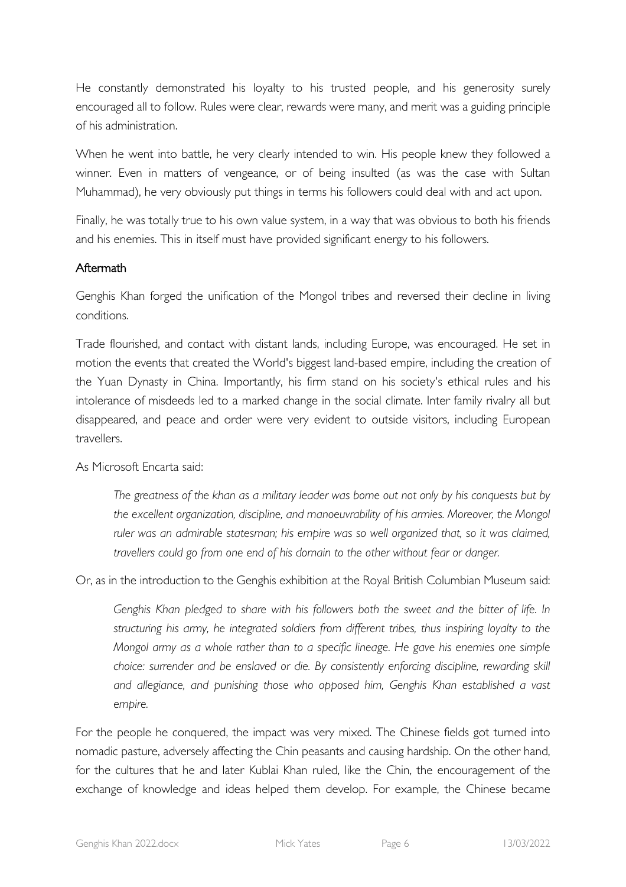He constantly demonstrated his loyalty to his trusted people, and his generosity surely encouraged all to follow. Rules were clear, rewards were many, and merit was a guiding principle of his administration.

When he went into battle, he very clearly intended to win. His people knew they followed a winner. Even in matters of vengeance, or of being insulted (as was the case with Sultan Muhammad), he very obviously put things in terms his followers could deal with and act upon.

Finally, he was totally true to his own value system, in a way that was obvious to both his friends and his enemies. This in itself must have provided significant energy to his followers.

## Aftermath

Genghis Khan forged the unification of the Mongol tribes and reversed their decline in living conditions.

Trade flourished, and contact with distant lands, including Europe, was encouraged. He set in motion the events that created the World's biggest land-based empire, including the creation of the Yuan Dynasty in China. Importantly, his firm stand on his society's ethical rules and his intolerance of misdeeds led to a marked change in the social climate. Inter family rivalry all but disappeared, and peace and order were very evident to outside visitors, including European travellers.

As Microsoft Encarta said:

> *The greatness of the khan as a military leader was borne out not only by his conquests but by the excellent organization, discipline, and manoeuvrability of his armies. Moreover, the Mongol ruler was an admirable statesman; his empire was so well organized that, so it was claimed, travellers could go from one end of his domain to the other without fear or danger.*

Or, as in the introduction to the Genghis exhibition at the Royal British Columbian Museum said:

> *Genghis Khan pledged to share with his followers both the sweet and the bitter of life. In structuring his army, he integrated soldiers from different tribes, thus inspiring loyalty to the Mongol army as a whole rather than to a specific lineage. He gave his enemies one simple choice: surrender and be enslaved or die. By consistently enforcing discipline, rewarding skill and allegiance, and punishing those who opposed him, Genghis Khan established a vast empire.*

For the people he conquered, the impact was very mixed. The Chinese fields got turned into nomadic pasture, adversely affecting the Chin peasants and causing hardship. On the other hand, for the cultures that he and later Kublai Khan ruled, like the Chin, the encouragement of the exchange of knowledge and ideas helped them develop. For example, the Chinese became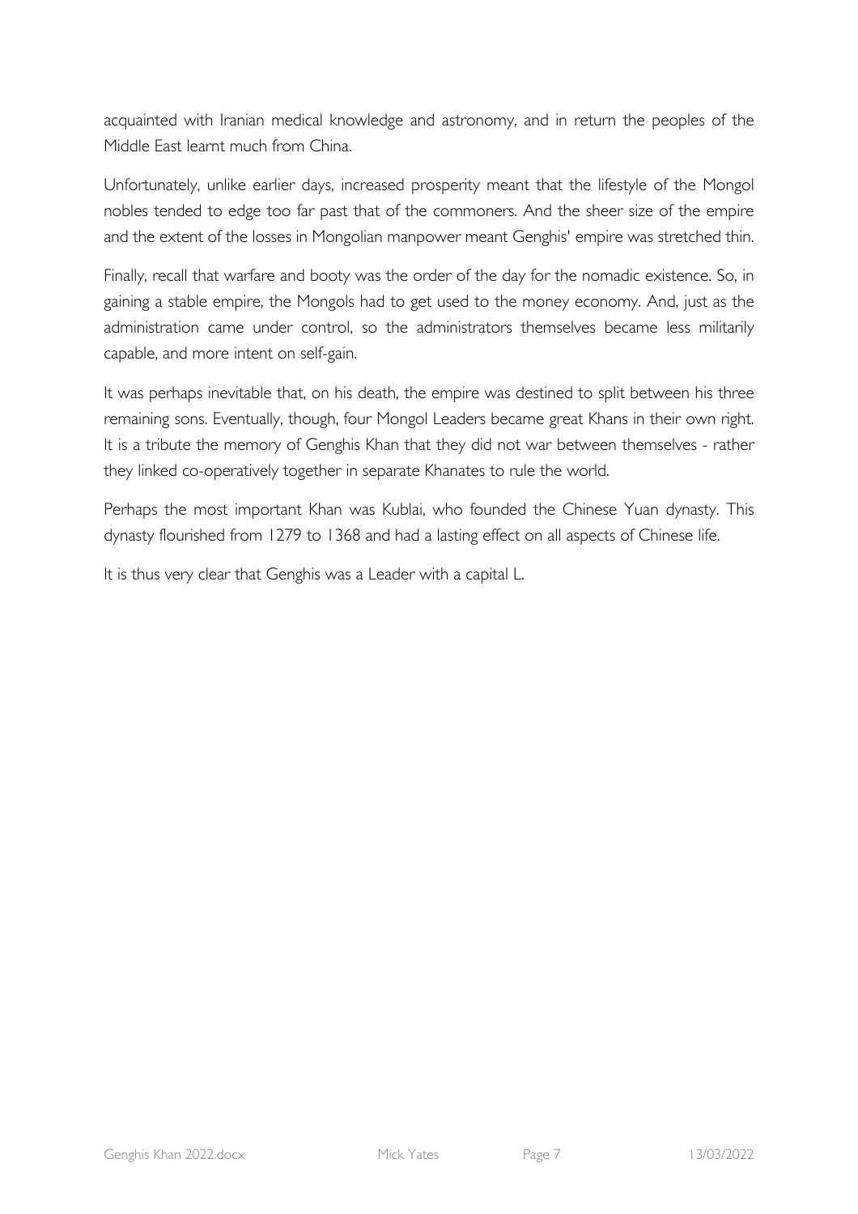acquainted with Iranian medical knowledge and astronomy, and in return the peoples of the Middle East learnt much from China.

Unfortunately, unlike earlier days, increased prosperity meant that the lifestyle of the Mongol nobles tended to edge too far past that of the commoners. And the sheer size of the empire and the extent of the losses in Mongolian manpower meant Genghis' empire was stretched thin.

Finally, recall that warfare and booty was the order of the day for the nomadic existence. So, in gaining a stable empire, the Mongols had to get used to the money economy. And, just as the administration came under control, so the administrators themselves became less militarily capable, and more intent on self-gain.

It was perhaps inevitable that, on his death, the empire was destined to split between his three remaining sons. Eventually, though, four Mongol Leaders became great Khans in their own right. It is a tribute the memory of Genghis Khan that they did not war between themselves - rather they linked co-operatively together in separate Khanates to rule the world.

Perhaps the most important Khan was Kublai, who founded the Chinese Yuan dynasty. This dynasty flourished from 1279 to 1368 and had a lasting effect on all aspects of Chinese life.

It is thus very clear that Genghis was a Leader with a capital L.